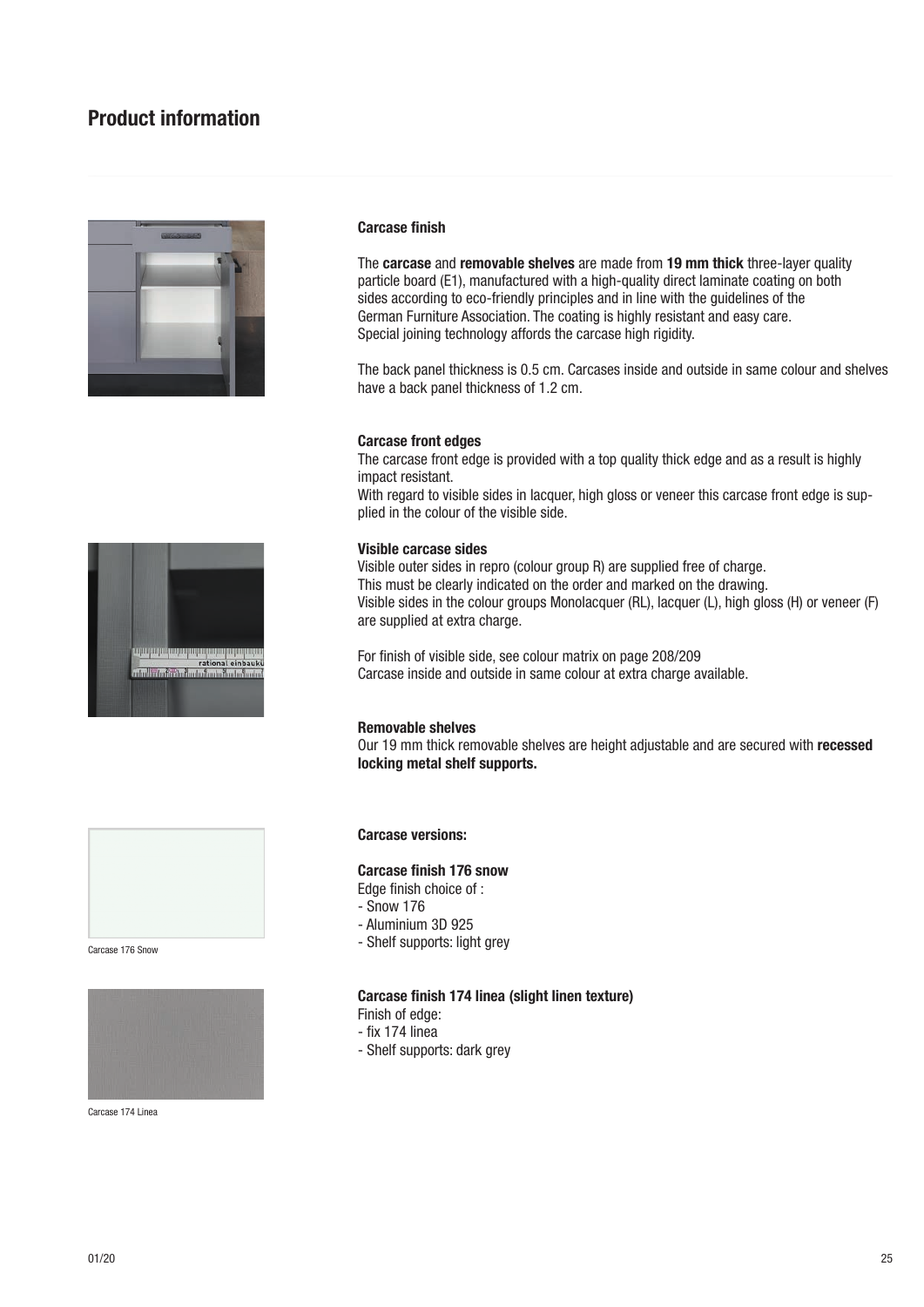# Product information

### Carcase finish

The **carcase** and **removable shelves** are made from **19 mm thick** three-layer quality particle board (E1), manufactured with a high-quality direct laminate coating on both sides according to eco-friendly principles and in line with the guidelines of the German Furniture Association. The coating is highly resistant and easy care. Special joining technology affords the carcase high rigidity.

The back panel thickness is 0.5 cm. Carcases inside and outside in same colour and shelves have a back panel thickness of 1.2 cm.

### Carcase front edges

The carcase front edge is provided with a top quality thick edge and as a result is highly impact resistant.
With regard to visible sides in lacquer, high gloss or veneer this carcase front edge is supplied in the colour of the visible side.

### Visible carcase sides

Visible outer sides in repro (colour group R) are supplied free of charge.
This must be clearly indicated on the order and marked on the drawing.
Visible sides in the colour groups Monolacquer (RL), lacquer (L), high gloss (H) or veneer (F) are supplied at extra charge.

For finish of visible side, see colour matrix on page 208/209
Carcase inside and outside in same colour at extra charge available.

### Removable shelves

Our 19 mm thick removable shelves are height adjustable and are secured with **recessed locking metal shelf supports.**

### Carcase versions:

### Carcase finish 176 snow

Edge finish choice of :
- Snow 176
- Aluminium 3D 925
- Shelf supports: light grey

Carcase 176 Snow

### Carcase finish 174 linea (slight linen texture)

Finish of edge:
- fix 174 linea
- Shelf supports: dark grey

Carcase 174 Linea

01/20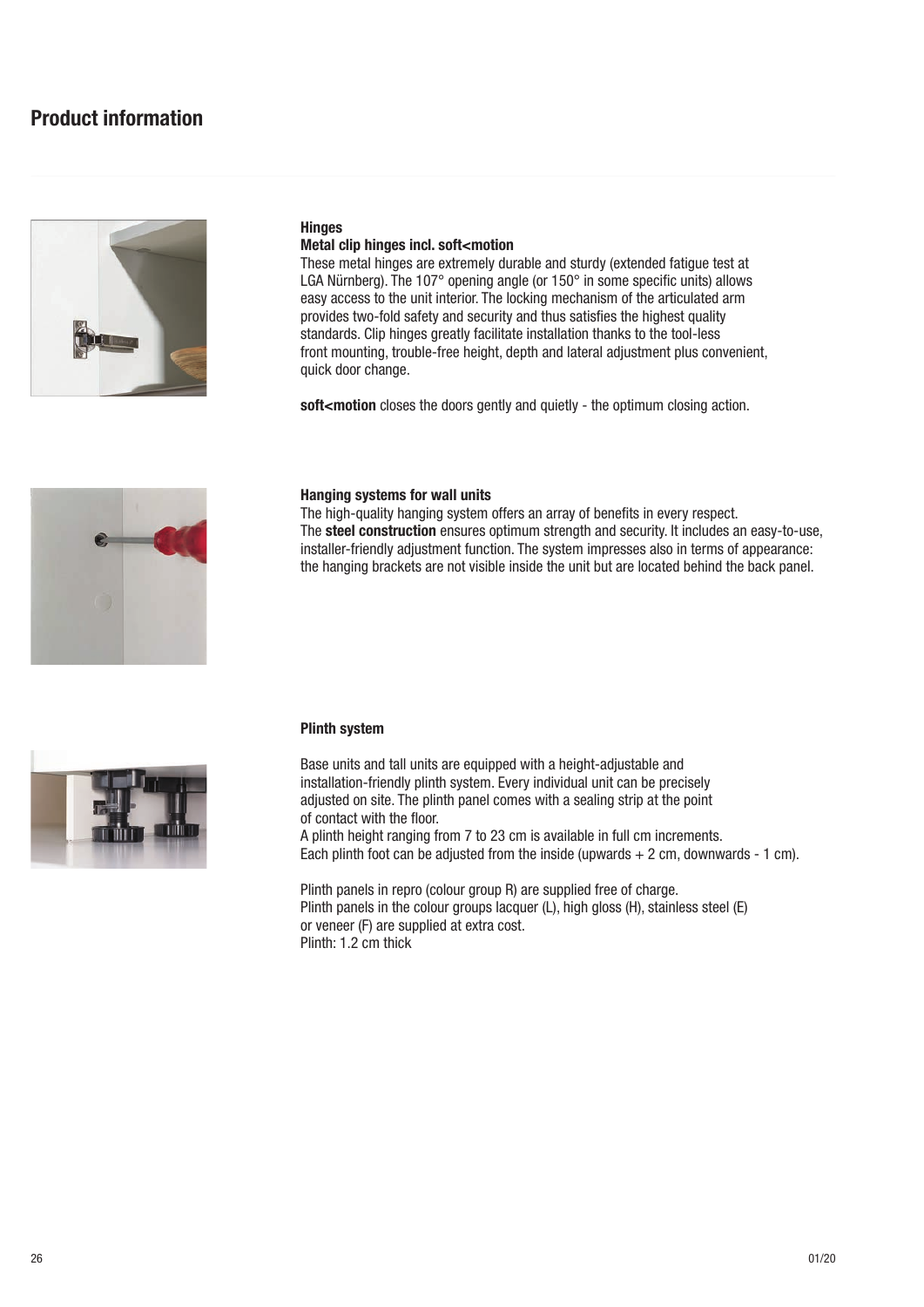# Product information

### Hinges

**Metal clip hinges incl. soft<motion**

These metal hinges are extremely durable and sturdy (extended fatigue test at LGA Nürnberg). The 107° opening angle (or 150° in some specific units) allows easy access to the unit interior. The locking mechanism of the articulated arm provides two-fold safety and security and thus satisfies the highest quality standards. Clip hinges greatly facilitate installation thanks to the tool-less front mounting, trouble-free height, depth and lateral adjustment plus convenient, quick door change.

**soft<motion** closes the doors gently and quietly - the optimum closing action.

### Hanging systems for wall units

The high-quality hanging system offers an array of benefits in every respect. The **steel construction** ensures optimum strength and security. It includes an easy-to-use, installer-friendly adjustment function. The system impresses also in terms of appearance: the hanging brackets are not visible inside the unit but are located behind the back panel.

### Plinth system

Base units and tall units are equipped with a height-adjustable and installation-friendly plinth system. Every individual unit can be precisely adjusted on site. The plinth panel comes with a sealing strip at the point of contact with the floor.
A plinth height ranging from 7 to 23 cm is available in full cm increments.
Each plinth foot can be adjusted from the inside (upwards + 2 cm, downwards - 1 cm).

Plinth panels in repro (colour group R) are supplied free of charge.
Plinth panels in the colour groups lacquer (L), high gloss (H), stainless steel (E) or veneer (F) are supplied at extra cost.
Plinth: 1.2 cm thick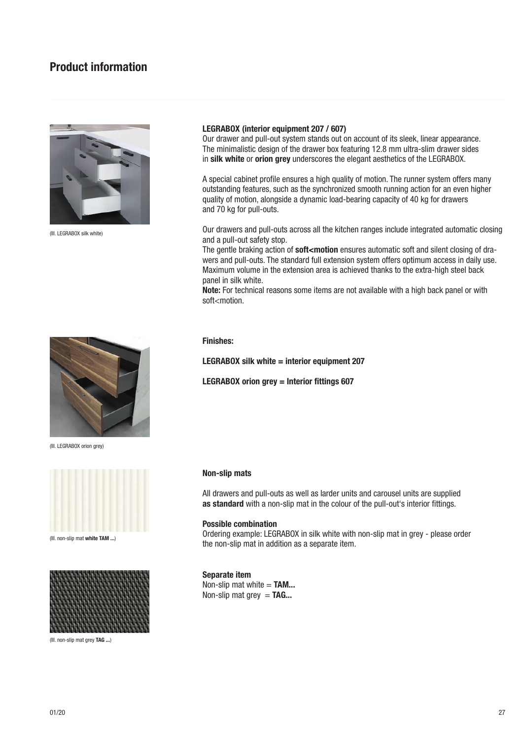# Product information

(Ill. LEGRABOX silk white)

**LEGRABOX (interior equipment 207 / 607)**
Our drawer and pull-out system stands out on account of its sleek, linear appearance. The minimalistic design of the drawer box featuring 12.8 mm ultra-slim drawer sides in **silk white** or **orion grey** underscores the elegant aesthetics of the LEGRABOX.

A special cabinet profile ensures a high quality of motion. The runner system offers many outstanding features, such as the synchronized smooth running action for an even higher quality of motion, alongside a dynamic load-bearing capacity of 40 kg for drawers and 70 kg for pull-outs.

Our drawers and pull-outs across all the kitchen ranges include integrated automatic closing and a pull-out safety stop.
The gentle braking action of **soft<motion** ensures automatic soft and silent closing of drawers and pull-outs. The standard full extension system offers optimum access in daily use. Maximum volume in the extension area is achieved thanks to the extra-high steel back panel in silk white.
**Note:** For technical reasons some items are not available with a high back panel or with soft<motion.

(Ill. LEGRABOX orion grey)

**Finishes:**

**LEGRABOX silk white = interior equipment 207**

**LEGRABOX orion grey = Interior fittings 607**

(Ill. non-slip mat **white TAM ...**)

**Non-slip mats**

All drawers and pull-outs as well as larder units and carousel units are supplied **as standard** with a non-slip mat in the colour of the pull-out's interior fittings.

**Possible combination**
Ordering example: LEGRABOX in silk white with non-slip mat in grey - please order the non-slip mat in addition as a separate item.

(Ill. non-slip mat grey **TAG ...**)

**Separate item**
Non-slip mat white = **TAM...**
Non-slip mat grey = **TAG...**

01/20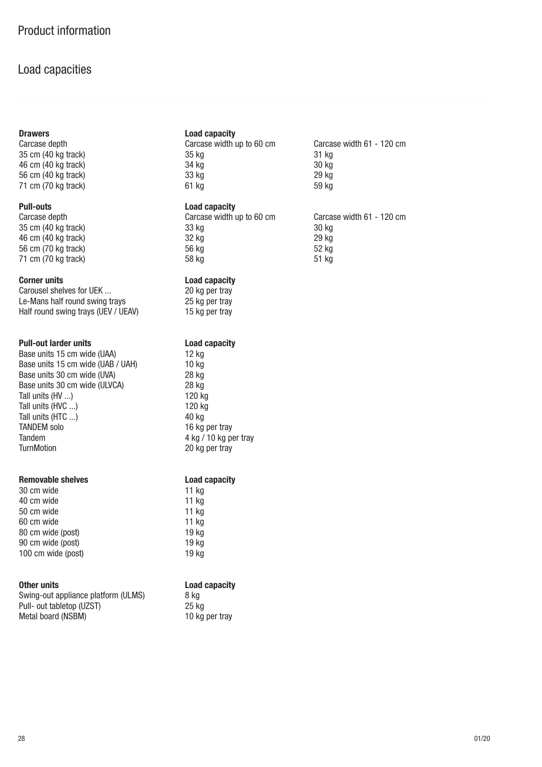# Product information

## Load capacities

| **Drawers** | **Load capacity** | |
|---|---|---|
| Carcase depth | Carcase width up to 60 cm | Carcase width 61 - 120 cm |
| 35 cm (40 kg track) | 35 kg | 31 kg |
| 46 cm (40 kg track) | 34 kg | 30 kg |
| 56 cm (40 kg track) | 33 kg | 29 kg |
| 71 cm (70 kg track) | 61 kg | 59 kg |

| **Pull-outs** | **Load capacity** | |
|---|---|---|
| Carcase depth | Carcase width up to 60 cm | Carcase width 61 - 120 cm |
| 35 cm (40 kg track) | 33 kg | 30 kg |
| 46 cm (40 kg track) | 32 kg | 29 kg |
| 56 cm (70 kg track) | 56 kg | 52 kg |
| 71 cm (70 kg track) | 58 kg | 51 kg |

| **Corner units** | **Load capacity** |
|---|---|
| Carousel shelves for UEK ... | 20 kg per tray |
| Le-Mans half round swing trays | 25 kg per tray |
| Half round swing trays (UEV / UEAV) | 15 kg per tray |

| **Pull-out larder units** | **Load capacity** |
|---|---|
| Base units 15 cm wide (UAA) | 12 kg |
| Base units 15 cm wide (UAB / UAH) | 10 kg |
| Base units 30 cm wide (UVA) | 28 kg |
| Base units 30 cm wide (ULVCA) | 28 kg |
| Tall units (HV ...) | 120 kg |
| Tall units (HVC ...) | 120 kg |
| Tall units (HTC ...) | 40 kg |
| TANDEM solo | 16 kg per tray |
| Tandem | 4 kg / 10 kg per tray |
| TurnMotion | 20 kg per tray |

| **Removable shelves** | **Load capacity** |
|---|---|
| 30 cm wide | 11 kg |
| 40 cm wide | 11 kg |
| 50 cm wide | 11 kg |
| 60 cm wide | 11 kg |
| 80 cm wide (post) | 19 kg |
| 90 cm wide (post) | 19 kg |
| 100 cm wide (post) | 19 kg |

| **Other units** | **Load capacity** |
|---|---|
| Swing-out appliance platform (ULMS) | 8 kg |
| Pull- out tabletop (UZST) | 25 kg |
| Metal board (NSBM) | 10 kg per tray |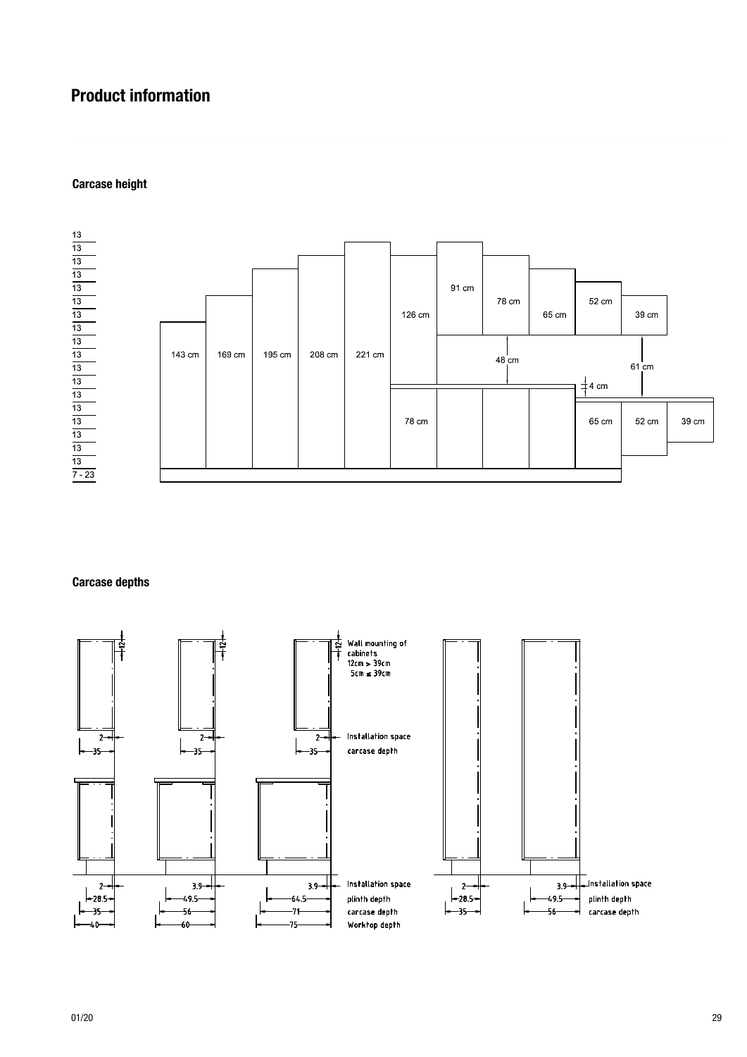# Product information

## Carcase height

13
13
13
13
13
13
13
13
13
13
13
13
13
13
13
13
13
13
7 - 23

143 cm
169 cm
195 cm
208 cm
221 cm
126 cm
91 cm
78 cm
65 cm
52 cm
39 cm
48 cm
61 cm
4 cm
78 cm
65 cm
52 cm
39 cm

## Carcase depths

12
2
35
Wall mounting of cabinets
12cm > 39cm
5cm ≤ 39cm
Installation space
carcase depth

2
28.5
35
40
3.9
49.5
56
60
3.9
64.5
71
75
Installation space
plinth depth
carcase depth
Worktop depth

2
28.5
35
3.9
49.5
56
Installation space
plinth depth
carcase depth

01/20